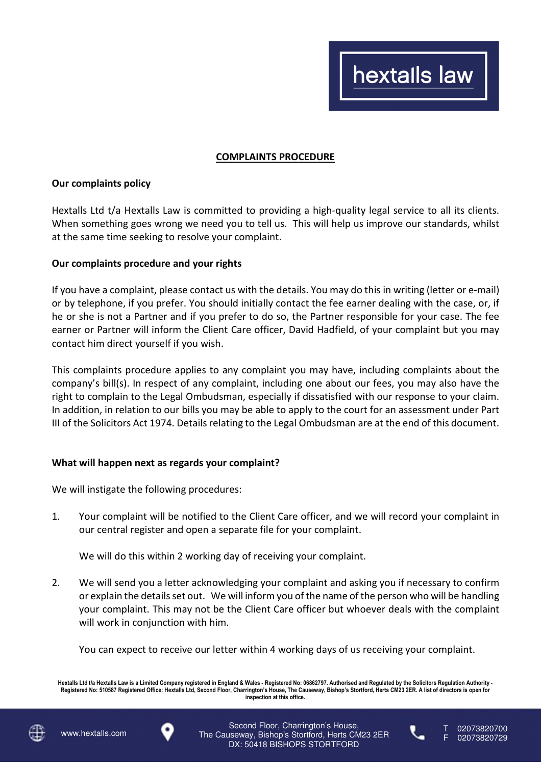hextalls law

## COMPLAINTS PROCEDURE

### Our complaints policy

Hextalls Ltd t/a Hextalls Law is committed to providing a high-quality legal service to all its clients. When something goes wrong we need you to tell us. This will help us improve our standards, whilst at the same time seeking to resolve your complaint.

### Our complaints procedure and your rights

If you have a complaint, please contact us with the details. You may do this in writing (letter or e-mail) or by telephone, if you prefer. You should initially contact the fee earner dealing with the case, or, if he or she is not a Partner and if you prefer to do so, the Partner responsible for your case. The fee earner or Partner will inform the Client Care officer, David Hadfield, of your complaint but you may contact him direct yourself if you wish.

This complaints procedure applies to any complaint you may have, including complaints about the company's bill(s). In respect of any complaint, including one about our fees, you may also have the right to complain to the Legal Ombudsman, especially if dissatisfied with our response to your claim. In addition, in relation to our bills you may be able to apply to the court for an assessment under Part III of the Solicitors Act 1974. Details relating to the Legal Ombudsman are at the end of this document.

### What will happen next as regards your complaint?

We will instigate the following procedures:

1. Your complaint will be notified to the Client Care officer, and we will record your complaint in our central register and open a separate file for your complaint.

   We will do this within 2 working day of receiving your complaint.

2. We will send you a letter acknowledging your complaint and asking you if necessary to confirm or explain the details set out. We will inform you of the name of the person who will be handling your complaint. This may not be the Client Care officer but whoever deals with the complaint will work in conjunction with him.

   You can expect to receive our letter within 4 working days of us receiving your complaint.

Hextalls Ltd t/a Hextalls Law is a Limited Company registered in England & Wales - Registered No: 06862797. Authorised and Regulated by the Solicitors Regulation Authority - Registered No: 510587 Registered Office: Hextalls Ltd, Second Floor, Charrington's House, The Causeway, Bishop's Stortford, Herts CM23 2ER. A list of directors is open for inspection at this office.

www.hextalls.com

Second Floor, Charrington's House, The Causeway, Bishop's Stortford, Herts CM23 2ER
DX: 50418 BISHOPS STORTFORD

T 02073820700
F 02073820729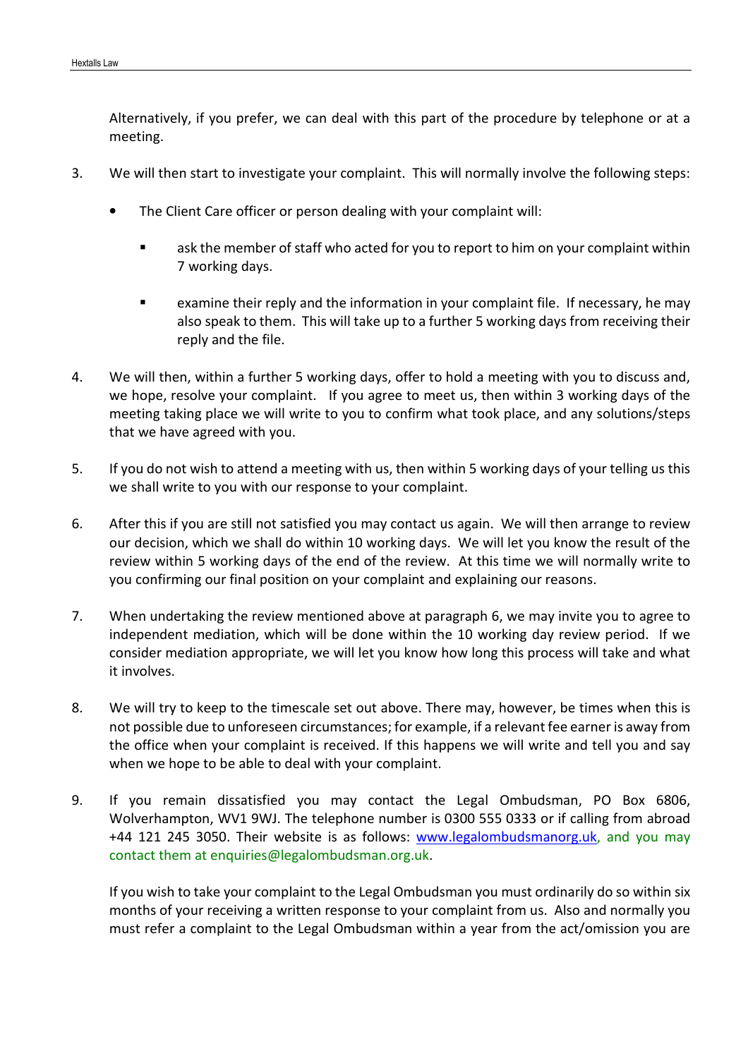Alternatively, if you prefer, we can deal with this part of the procedure by telephone or at a meeting.

3. We will then start to investigate your complaint. This will normally involve the following steps:

   - The Client Care officer or person dealing with your complaint will:

     - ask the member of staff who acted for you to report to him on your complaint within 7 working days.

     - examine their reply and the information in your complaint file. If necessary, he may also speak to them. This will take up to a further 5 working days from receiving their reply and the file.

4. We will then, within a further 5 working days, offer to hold a meeting with you to discuss and, we hope, resolve your complaint. If you agree to meet us, then within 3 working days of the meeting taking place we will write to you to confirm what took place, and any solutions/steps that we have agreed with you.

5. If you do not wish to attend a meeting with us, then within 5 working days of your telling us this we shall write to you with our response to your complaint.

6. After this if you are still not satisfied you may contact us again. We will then arrange to review our decision, which we shall do within 10 working days. We will let you know the result of the review within 5 working days of the end of the review. At this time we will normally write to you confirming our final position on your complaint and explaining our reasons.

7. When undertaking the review mentioned above at paragraph 6, we may invite you to agree to independent mediation, which will be done within the 10 working day review period. If we consider mediation appropriate, we will let you know how long this process will take and what it involves.

8. We will try to keep to the timescale set out above. There may, however, be times when this is not possible due to unforeseen circumstances; for example, if a relevant fee earner is away from the office when your complaint is received. If this happens we will write and tell you and say when we hope to be able to deal with your complaint.

9. If you remain dissatisfied you may contact the Legal Ombudsman, PO Box 6806, Wolverhampton, WV1 9WJ. The telephone number is 0300 555 0333 or if calling from abroad +44 121 245 3050. Their website is as follows: [www.legalombudsmanorg.uk](www.legalombudsmanorg.uk), and you may contact them at enquiries@legalombudsman.org.uk.

   If you wish to take your complaint to the Legal Ombudsman you must ordinarily do so within six months of your receiving a written response to your complaint from us. Also and normally you must refer a complaint to the Legal Ombudsman within a year from the act/omission you are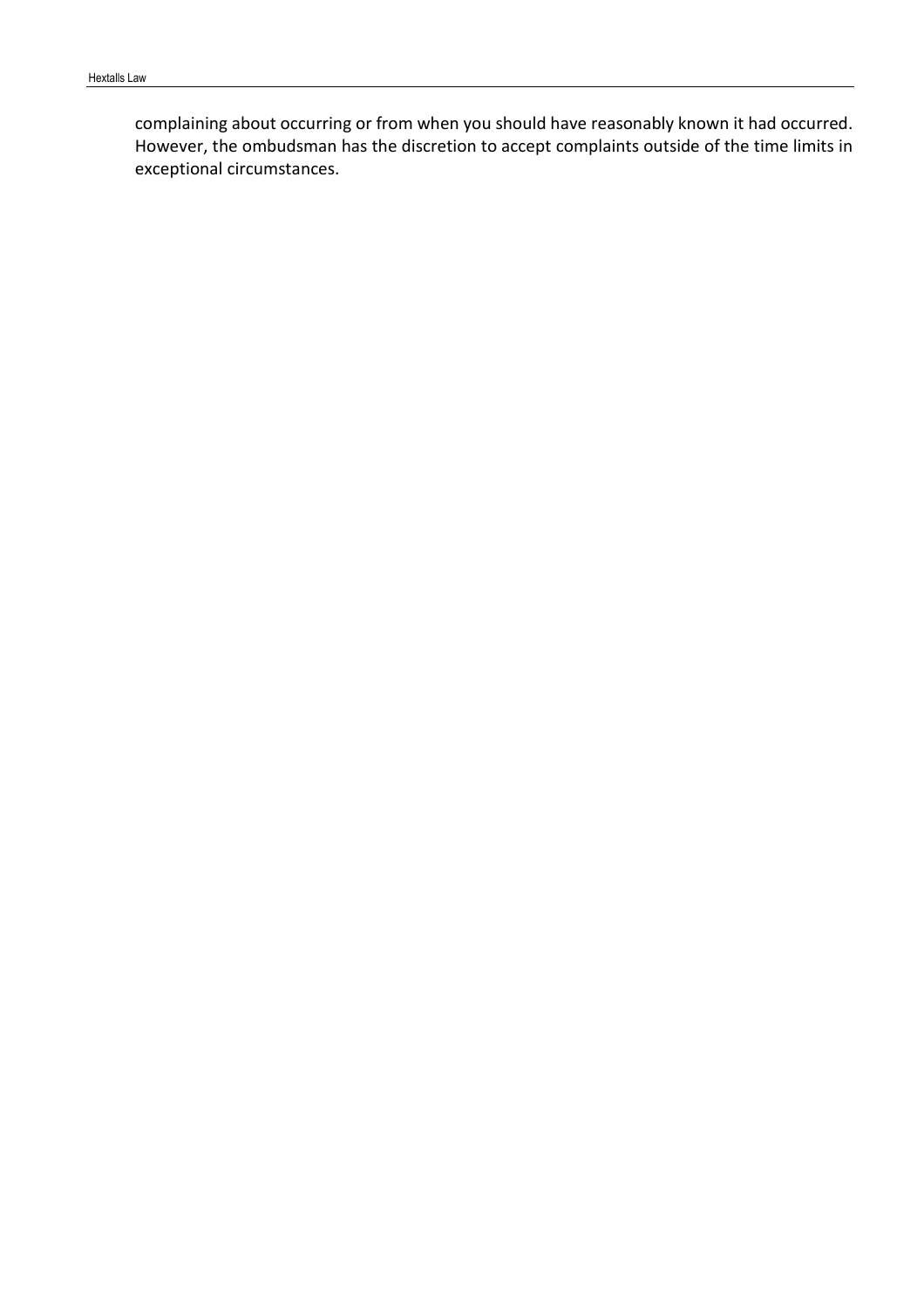complaining about occurring or from when you should have reasonably known it had occurred. However, the ombudsman has the discretion to accept complaints outside of the time limits in exceptional circumstances.